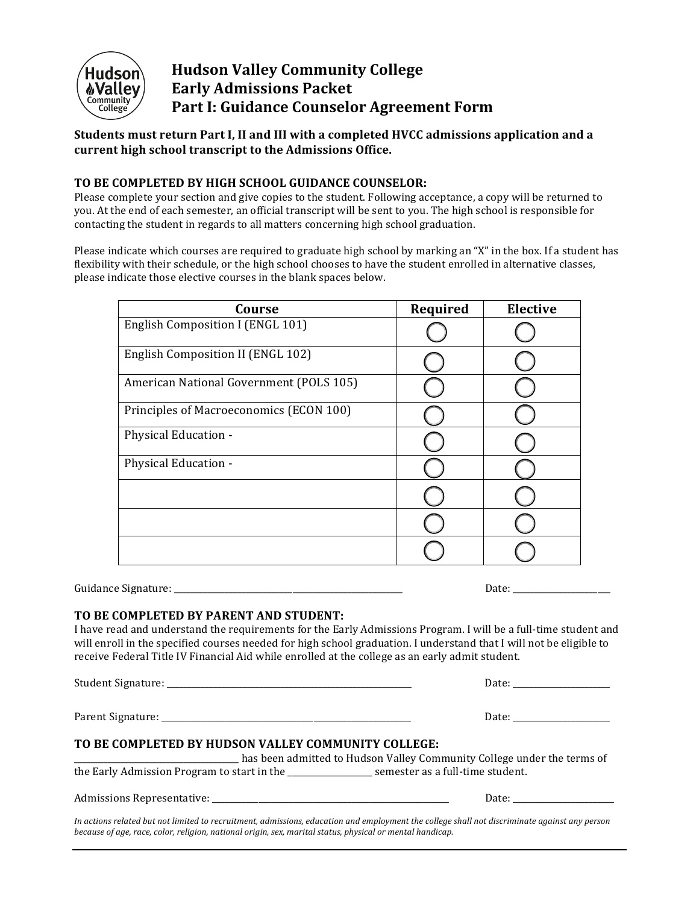# Hudson Valley Community College
# Early Admissions Packet
# Part I: Guidance Counselor Agreement Form

**Students must return Part I, II and III with a completed HVCC admissions application and a current high school transcript to the Admissions Office.**

### TO BE COMPLETED BY HIGH SCHOOL GUIDANCE COUNSELOR:

Please complete your section and give copies to the student. Following acceptance, a copy will be returned to you. At the end of each semester, an official transcript will be sent to you. The high school is responsible for contacting the student in regards to all matters concerning high school graduation.

Please indicate which courses are required to graduate high school by marking an "X" in the box. If a student has flexibility with their schedule, or the high school chooses to have the student enrolled in alternative classes, please indicate those elective courses in the blank spaces below.

| Course | Required | Elective |
|---|---|---|
| English Composition I (ENGL 101) | ◯ | ◯ |
| English Composition II (ENGL 102) | ◯ | ◯ |
| American National Government (POLS 105) | ◯ | ◯ |
| Principles of Macroeconomics (ECON 100) | ◯ | ◯ |
| Physical Education - | ◯ | ◯ |
| Physical Education - | ◯ | ◯ |
| | ◯ | ◯ |
| | ◯ | ◯ |
| | ◯ | ◯ |

Guidance Signature: ______________________________ Date: ______________

### TO BE COMPLETED BY PARENT AND STUDENT:

I have read and understand the requirements for the Early Admissions Program. I will be a full-time student and will enroll in the specified courses needed for high school graduation. I understand that I will not be eligible to receive Federal Title IV Financial Aid while enrolled at the college as an early admit student.

Student Signature: ______________________________ Date: ______________

Parent Signature: ______________________________ Date: ______________

### TO BE COMPLETED BY HUDSON VALLEY COMMUNITY COLLEGE:

______________________ has been admitted to Hudson Valley Community College under the terms of the Early Admission Program to start in the ____________ semester as a full-time student.

Admissions Representative: ______________________________ Date: ______________

*In actions related but not limited to recruitment, admissions, education and employment the college shall not discriminate against any person because of age, race, color, religion, national origin, sex, marital status, physical or mental handicap.*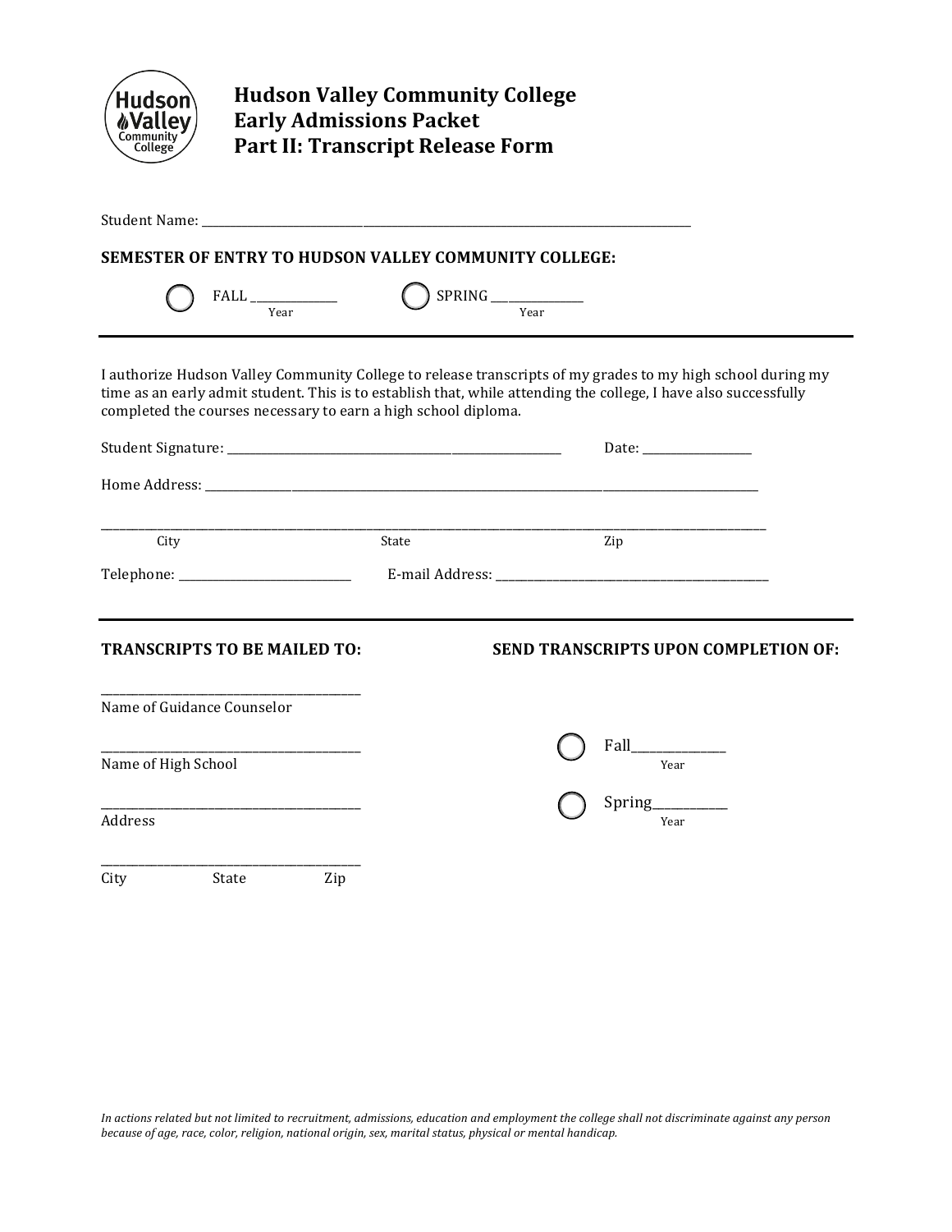# Hudson Valley Community College
## Early Admissions Packet
## Part II: Transcript Release Form

Student Name: ______________________________________________________________________________

**SEMESTER OF ENTRY TO HUDSON VALLEY COMMUNITY COLLEGE:**

○ FALL ______________ (Year)  ○ SPRING ______________ (Year)

---

I authorize Hudson Valley Community College to release transcripts of my grades to my high school during my time as an early admit student. This is to establish that, while attending the college, I have also successfully completed the courses necessary to earn a high school diploma.

Student Signature: ________________________________________________  Date: ________________

Home Address: ______________________________________________________________________________

_____________________________________________________________________________________________
City  State  Zip

Telephone: __________________________  E-mail Address: ____________________________________________

---

**TRANSCRIPTS TO BE MAILED TO:**

________________________________________
Name of Guidance Counselor

________________________________________
Name of High School

________________________________________
Address

________________________________________
City  State  Zip

**SEND TRANSCRIPTS UPON COMPLETION OF:**

○ Fall______________ (Year)

○ Spring___________ (Year)

*In actions related but not limited to recruitment, admissions, education and employment the college shall not discriminate against any person because of age, race, color, religion, national origin, sex, marital status, physical or mental handicap.*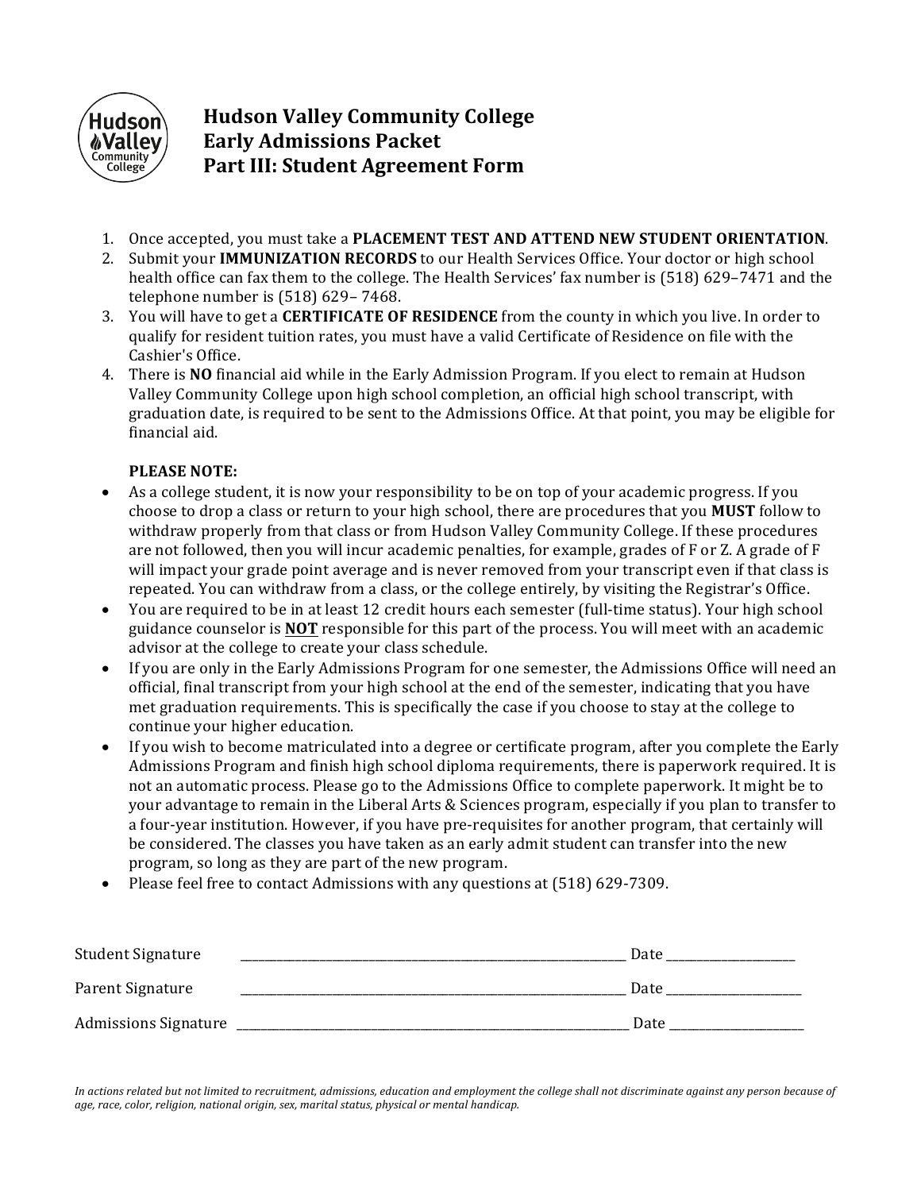# Hudson Valley Community College
## Early Admissions Packet
## Part III: Student Agreement Form

1. Once accepted, you must take a **PLACEMENT TEST AND ATTEND NEW STUDENT ORIENTATION**.
2. Submit your **IMMUNIZATION RECORDS** to our Health Services Office. Your doctor or high school health office can fax them to the college. The Health Services' fax number is (518) 629–7471 and the telephone number is (518) 629– 7468.
3. You will have to get a **CERTIFICATE OF RESIDENCE** from the county in which you live. In order to qualify for resident tuition rates, you must have a valid Certificate of Residence on file with the Cashier's Office.
4. There is **NO** financial aid while in the Early Admission Program. If you elect to remain at Hudson Valley Community College upon high school completion, an official high school transcript, with graduation date, is required to be sent to the Admissions Office. At that point, you may be eligible for financial aid.

**PLEASE NOTE:**

- As a college student, it is now your responsibility to be on top of your academic progress. If you choose to drop a class or return to your high school, there are procedures that you **MUST** follow to withdraw properly from that class or from Hudson Valley Community College. If these procedures are not followed, then you will incur academic penalties, for example, grades of F or Z. A grade of F will impact your grade point average and is never removed from your transcript even if that class is repeated. You can withdraw from a class, or the college entirely, by visiting the Registrar's Office.
- You are required to be in at least 12 credit hours each semester (full-time status). Your high school guidance counselor is <u>**NOT**</u> responsible for this part of the process. You will meet with an academic advisor at the college to create your class schedule.
- If you are only in the Early Admissions Program for one semester, the Admissions Office will need an official, final transcript from your high school at the end of the semester, indicating that you have met graduation requirements. This is specifically the case if you choose to stay at the college to continue your higher education.
- If you wish to become matriculated into a degree or certificate program, after you complete the Early Admissions Program and finish high school diploma requirements, there is paperwork required. It is not an automatic process. Please go to the Admissions Office to complete paperwork. It might be to your advantage to remain in the Liberal Arts & Sciences program, especially if you plan to transfer to a four-year institution. However, if you have pre-requisites for another program, that certainly will be considered. The classes you have taken as an early admit student can transfer into the new program, so long as they are part of the new program.
- Please feel free to contact Admissions with any questions at (518) 629-7309.

Student Signature ________________________________ Date ______________

Parent Signature ________________________________ Date ______________

Admissions Signature ________________________________ Date ______________

*In actions related but not limited to recruitment, admissions, education and employment the college shall not discriminate against any person because of age, race, color, religion, national origin, sex, marital status, physical or mental handicap.*